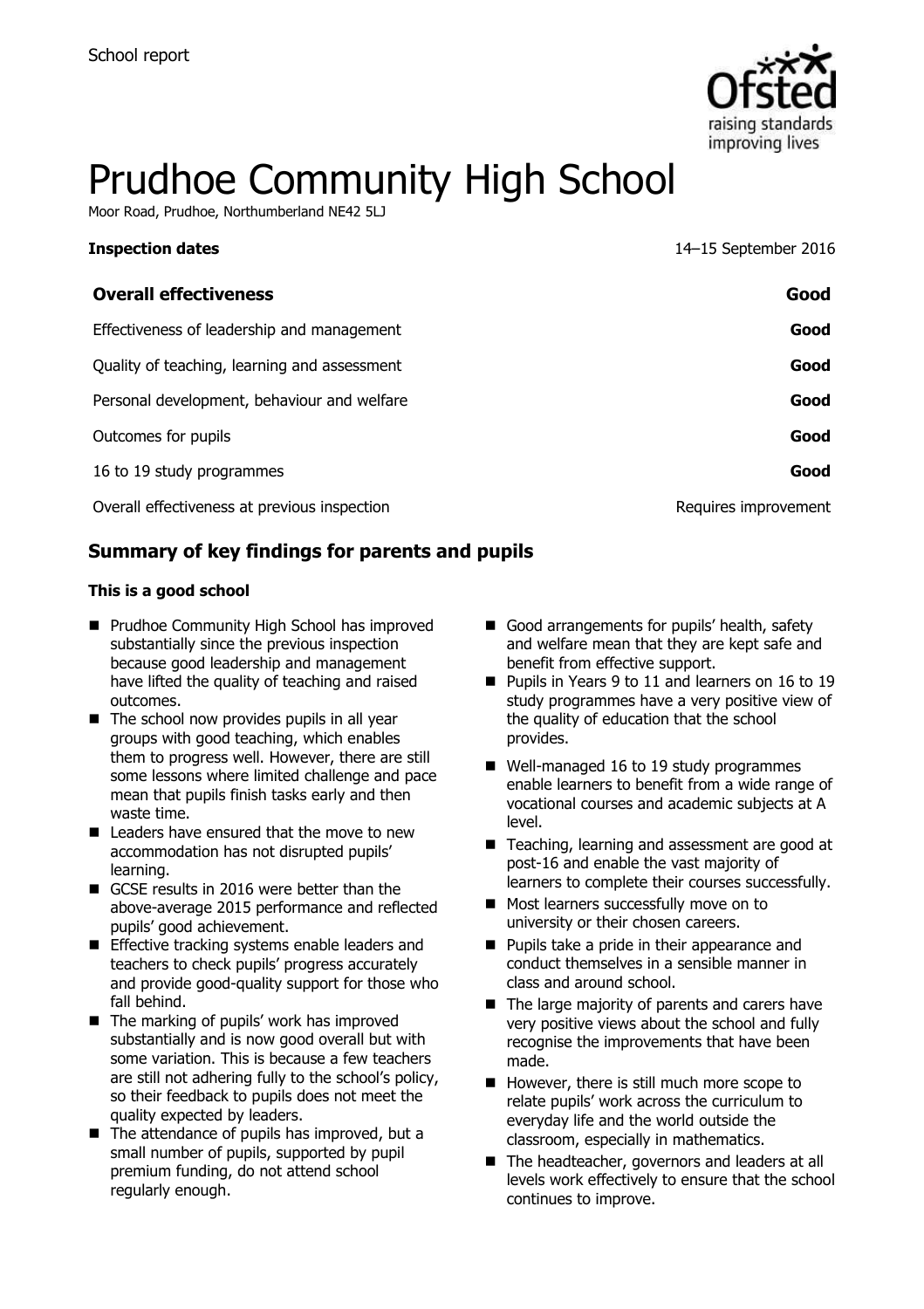School report

# Prudhoe Community High School

Moor Road, Prudhoe, Northumberland NE42 5LJ

**Inspection dates** 14–15 September 2016

| **Overall effectiveness** | **Good** |
| --- | --- |
| Effectiveness of leadership and management | **Good** |
| Quality of teaching, learning and assessment | **Good** |
| Personal development, behaviour and welfare | **Good** |
| Outcomes for pupils | **Good** |
| 16 to 19 study programmes | **Good** |
| Overall effectiveness at previous inspection | Requires improvement |

## Summary of key findings for parents and pupils

### This is a good school

- Prudhoe Community High School has improved substantially since the previous inspection because good leadership and management have lifted the quality of teaching and raised outcomes.
- The school now provides pupils in all year groups with good teaching, which enables them to progress well. However, there are still some lessons where limited challenge and pace mean that pupils finish tasks early and then waste time.
- Leaders have ensured that the move to new accommodation has not disrupted pupils' learning.
- GCSE results in 2016 were better than the above-average 2015 performance and reflected pupils' good achievement.
- Effective tracking systems enable leaders and teachers to check pupils' progress accurately and provide good-quality support for those who fall behind.
- The marking of pupils' work has improved substantially and is now good overall but with some variation. This is because a few teachers are still not adhering fully to the school's policy, so their feedback to pupils does not meet the quality expected by leaders.
- The attendance of pupils has improved, but a small number of pupils, supported by pupil premium funding, do not attend school regularly enough.
- Good arrangements for pupils' health, safety and welfare mean that they are kept safe and benefit from effective support.
- Pupils in Years 9 to 11 and learners on 16 to 19 study programmes have a very positive view of the quality of education that the school provides.
- Well-managed 16 to 19 study programmes enable learners to benefit from a wide range of vocational courses and academic subjects at A level.
- Teaching, learning and assessment are good at post-16 and enable the vast majority of learners to complete their courses successfully.
- Most learners successfully move on to university or their chosen careers.
- Pupils take a pride in their appearance and conduct themselves in a sensible manner in class and around school.
- The large majority of parents and carers have very positive views about the school and fully recognise the improvements that have been made.
- However, there is still much more scope to relate pupils' work across the curriculum to everyday life and the world outside the classroom, especially in mathematics.
- The headteacher, governors and leaders at all levels work effectively to ensure that the school continues to improve.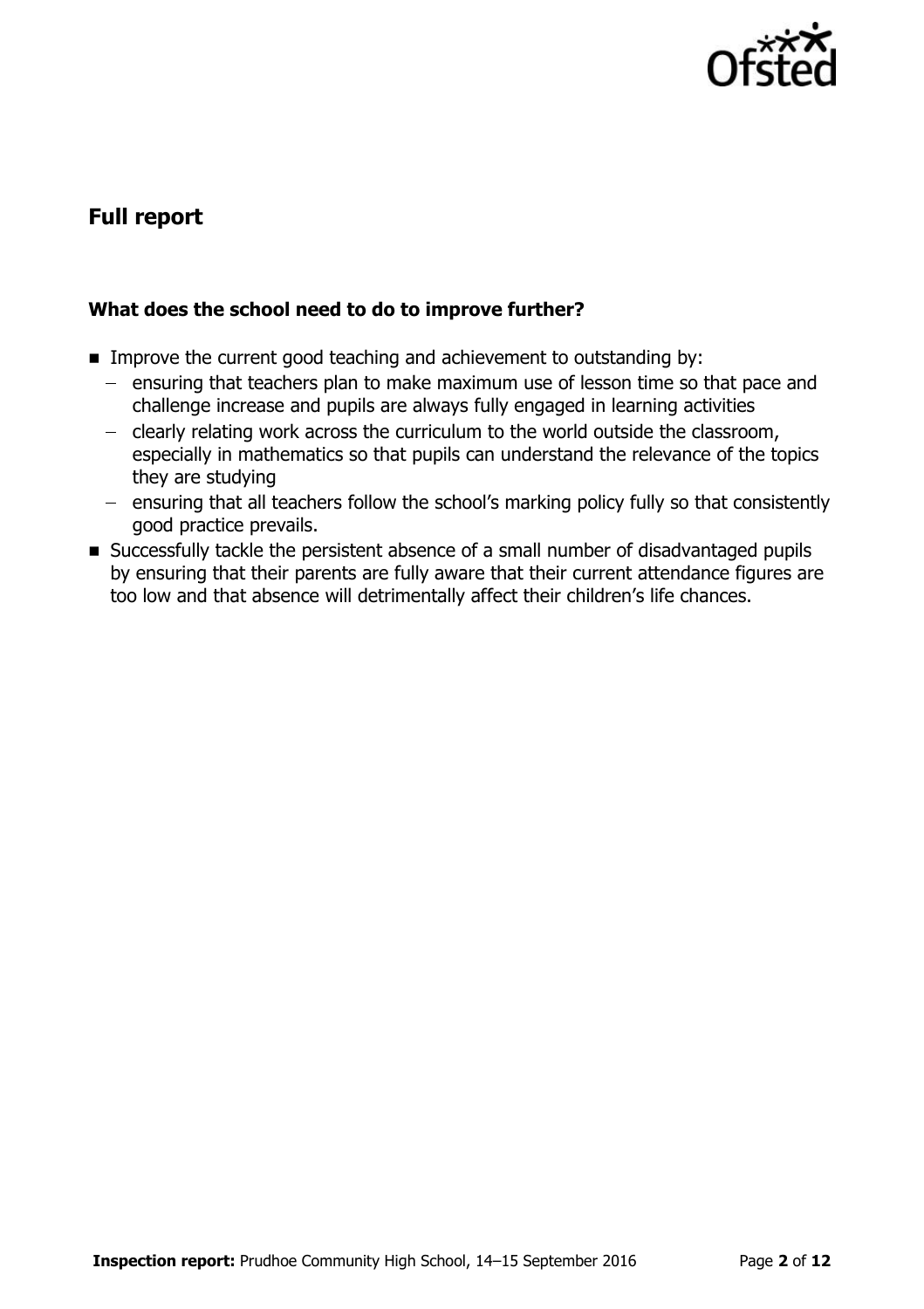## Full report

### What does the school need to do to improve further?

- Improve the current good teaching and achievement to outstanding by:
  - ensuring that teachers plan to make maximum use of lesson time so that pace and challenge increase and pupils are always fully engaged in learning activities
  - clearly relating work across the curriculum to the world outside the classroom, especially in mathematics so that pupils can understand the relevance of the topics they are studying
  - ensuring that all teachers follow the school's marking policy fully so that consistently good practice prevails.
- Successfully tackle the persistent absence of a small number of disadvantaged pupils by ensuring that their parents are fully aware that their current attendance figures are too low and that absence will detrimentally affect their children's life chances.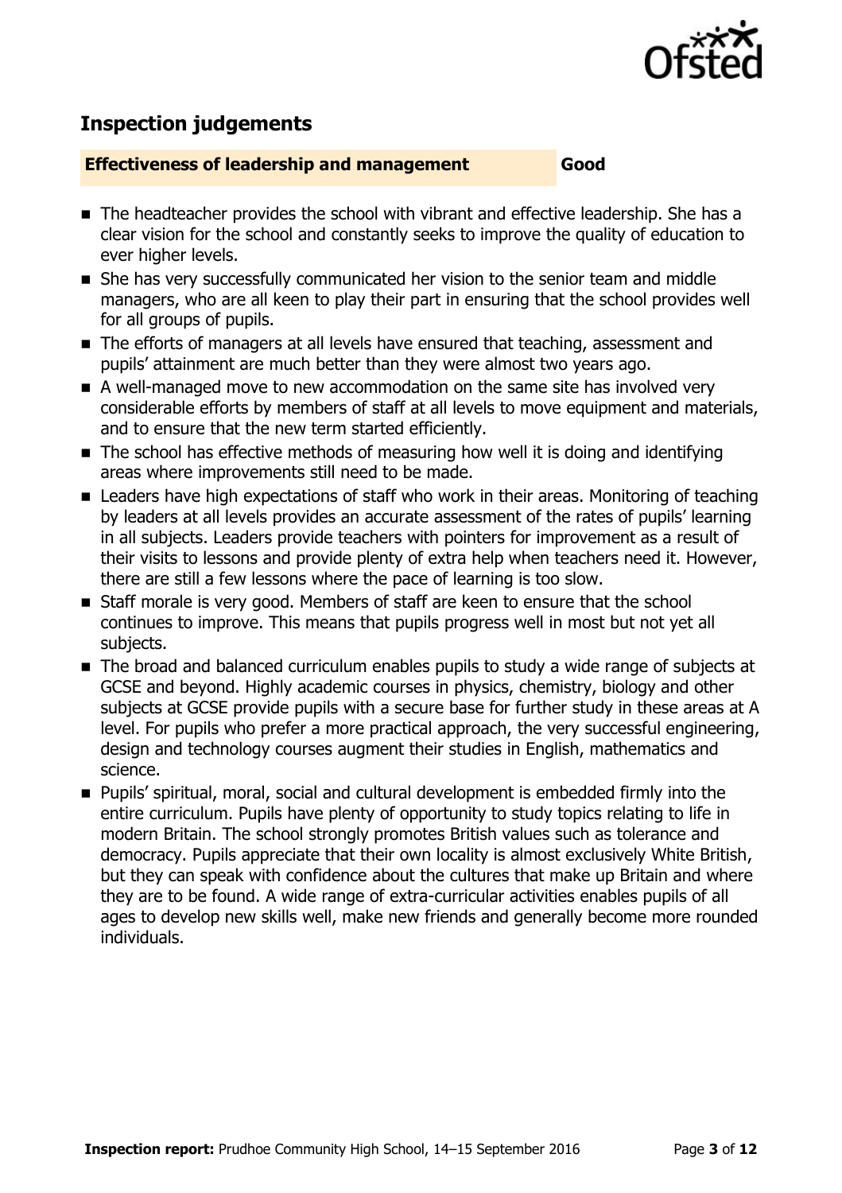## Inspection judgements

| **Effectiveness of leadership and management** | **Good** |
| --- | --- |

- The headteacher provides the school with vibrant and effective leadership. She has a clear vision for the school and constantly seeks to improve the quality of education to ever higher levels.
- She has very successfully communicated her vision to the senior team and middle managers, who are all keen to play their part in ensuring that the school provides well for all groups of pupils.
- The efforts of managers at all levels have ensured that teaching, assessment and pupils' attainment are much better than they were almost two years ago.
- A well-managed move to new accommodation on the same site has involved very considerable efforts by members of staff at all levels to move equipment and materials, and to ensure that the new term started efficiently.
- The school has effective methods of measuring how well it is doing and identifying areas where improvements still need to be made.
- Leaders have high expectations of staff who work in their areas. Monitoring of teaching by leaders at all levels provides an accurate assessment of the rates of pupils' learning in all subjects. Leaders provide teachers with pointers for improvement as a result of their visits to lessons and provide plenty of extra help when teachers need it. However, there are still a few lessons where the pace of learning is too slow.
- Staff morale is very good. Members of staff are keen to ensure that the school continues to improve. This means that pupils progress well in most but not yet all subjects.
- The broad and balanced curriculum enables pupils to study a wide range of subjects at GCSE and beyond. Highly academic courses in physics, chemistry, biology and other subjects at GCSE provide pupils with a secure base for further study in these areas at A level. For pupils who prefer a more practical approach, the very successful engineering, design and technology courses augment their studies in English, mathematics and science.
- Pupils' spiritual, moral, social and cultural development is embedded firmly into the entire curriculum. Pupils have plenty of opportunity to study topics relating to life in modern Britain. The school strongly promotes British values such as tolerance and democracy. Pupils appreciate that their own locality is almost exclusively White British, but they can speak with confidence about the cultures that make up Britain and where they are to be found. A wide range of extra-curricular activities enables pupils of all ages to develop new skills well, make new friends and generally become more rounded individuals.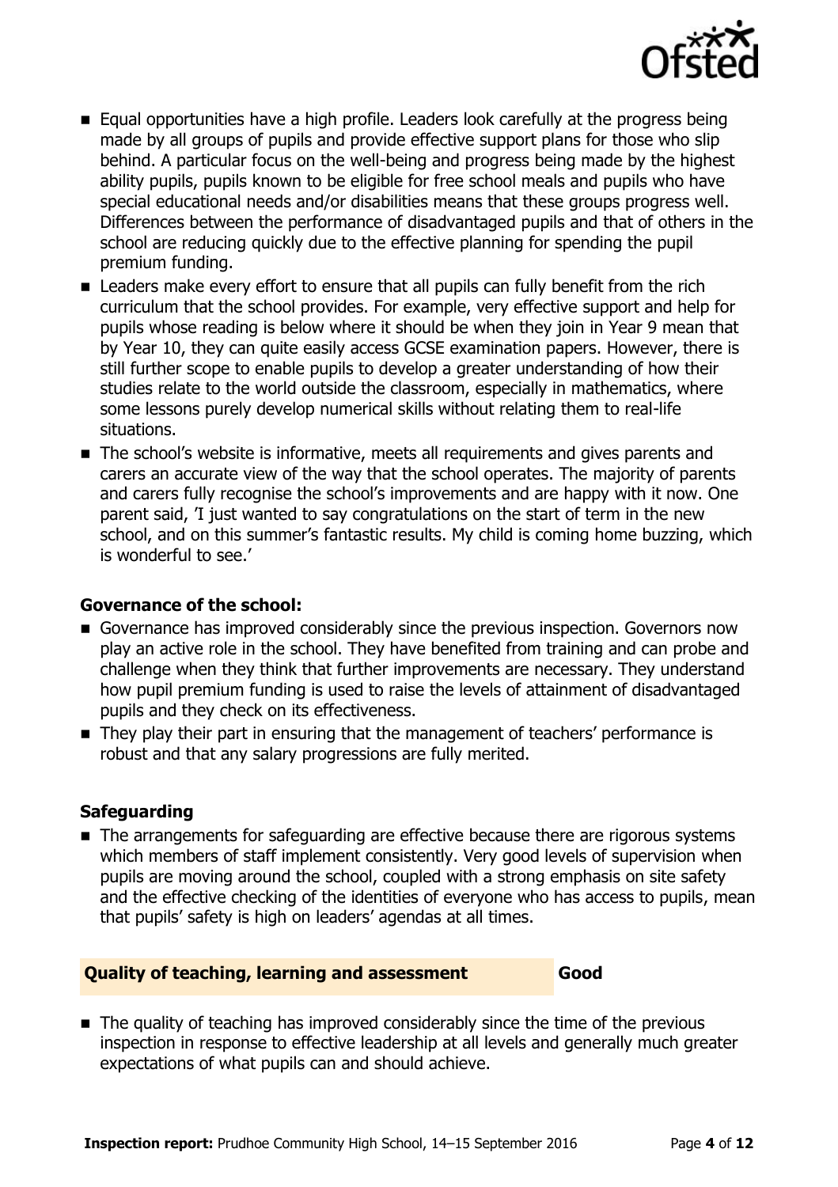- Equal opportunities have a high profile. Leaders look carefully at the progress being made by all groups of pupils and provide effective support plans for those who slip behind. A particular focus on the well-being and progress being made by the highest ability pupils, pupils known to be eligible for free school meals and pupils who have special educational needs and/or disabilities means that these groups progress well. Differences between the performance of disadvantaged pupils and that of others in the school are reducing quickly due to the effective planning for spending the pupil premium funding.
- Leaders make every effort to ensure that all pupils can fully benefit from the rich curriculum that the school provides. For example, very effective support and help for pupils whose reading is below where it should be when they join in Year 9 mean that by Year 10, they can quite easily access GCSE examination papers. However, there is still further scope to enable pupils to develop a greater understanding of how their studies relate to the world outside the classroom, especially in mathematics, where some lessons purely develop numerical skills without relating them to real-life situations.
- The school's website is informative, meets all requirements and gives parents and carers an accurate view of the way that the school operates. The majority of parents and carers fully recognise the school's improvements and are happy with it now. One parent said, 'I just wanted to say congratulations on the start of term in the new school, and on this summer's fantastic results. My child is coming home buzzing, which is wonderful to see.'

### Governance of the school:

- Governance has improved considerably since the previous inspection. Governors now play an active role in the school. They have benefited from training and can probe and challenge when they think that further improvements are necessary. They understand how pupil premium funding is used to raise the levels of attainment of disadvantaged pupils and they check on its effectiveness.
- They play their part in ensuring that the management of teachers' performance is robust and that any salary progressions are fully merited.

### Safeguarding

- The arrangements for safeguarding are effective because there are rigorous systems which members of staff implement consistently. Very good levels of supervision when pupils are moving around the school, coupled with a strong emphasis on site safety and the effective checking of the identities of everyone who has access to pupils, mean that pupils' safety is high on leaders' agendas at all times.

## Quality of teaching, learning and assessment — Good

- The quality of teaching has improved considerably since the time of the previous inspection in response to effective leadership at all levels and generally much greater expectations of what pupils can and should achieve.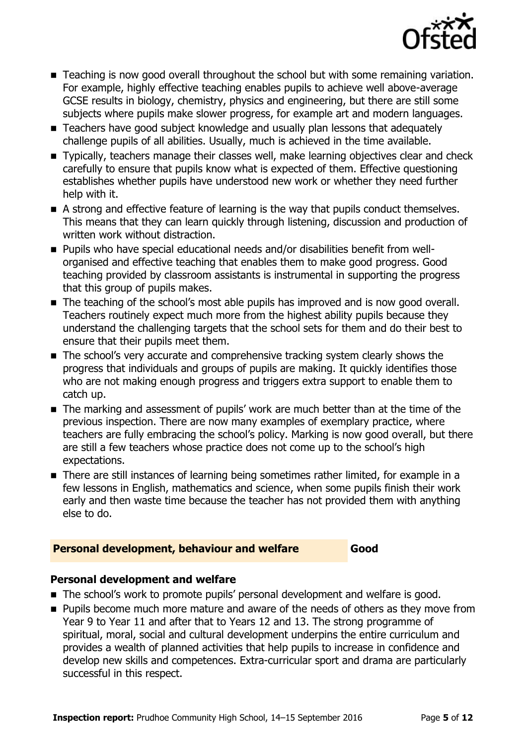- Teaching is now good overall throughout the school but with some remaining variation. For example, highly effective teaching enables pupils to achieve well above-average GCSE results in biology, chemistry, physics and engineering, but there are still some subjects where pupils make slower progress, for example art and modern languages.
- Teachers have good subject knowledge and usually plan lessons that adequately challenge pupils of all abilities. Usually, much is achieved in the time available.
- Typically, teachers manage their classes well, make learning objectives clear and check carefully to ensure that pupils know what is expected of them. Effective questioning establishes whether pupils have understood new work or whether they need further help with it.
- A strong and effective feature of learning is the way that pupils conduct themselves. This means that they can learn quickly through listening, discussion and production of written work without distraction.
- Pupils who have special educational needs and/or disabilities benefit from well-organised and effective teaching that enables them to make good progress. Good teaching provided by classroom assistants is instrumental in supporting the progress that this group of pupils makes.
- The teaching of the school's most able pupils has improved and is now good overall. Teachers routinely expect much more from the highest ability pupils because they understand the challenging targets that the school sets for them and do their best to ensure that their pupils meet them.
- The school's very accurate and comprehensive tracking system clearly shows the progress that individuals and groups of pupils are making. It quickly identifies those who are not making enough progress and triggers extra support to enable them to catch up.
- The marking and assessment of pupils' work are much better than at the time of the previous inspection. There are now many examples of exemplary practice, where teachers are fully embracing the school's policy. Marking is now good overall, but there are still a few teachers whose practice does not come up to the school's high expectations.
- There are still instances of learning being sometimes rather limited, for example in a few lessons in English, mathematics and science, when some pupils finish their work early and then waste time because the teacher has not provided them with anything else to do.

## Personal development, behaviour and welfare — Good

### Personal development and welfare

- The school's work to promote pupils' personal development and welfare is good.
- Pupils become much more mature and aware of the needs of others as they move from Year 9 to Year 11 and after that to Years 12 and 13. The strong programme of spiritual, moral, social and cultural development underpins the entire curriculum and provides a wealth of planned activities that help pupils to increase in confidence and develop new skills and competences. Extra-curricular sport and drama are particularly successful in this respect.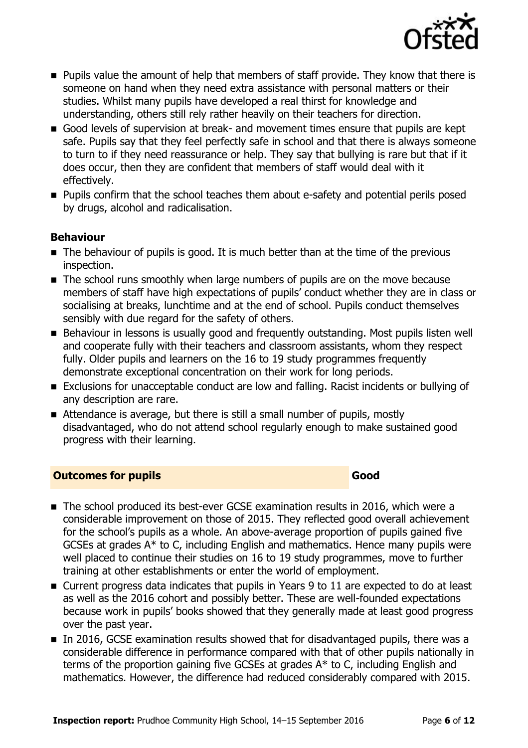- Pupils value the amount of help that members of staff provide. They know that there is someone on hand when they need extra assistance with personal matters or their studies. Whilst many pupils have developed a real thirst for knowledge and understanding, others still rely rather heavily on their teachers for direction.
- Good levels of supervision at break- and movement times ensure that pupils are kept safe. Pupils say that they feel perfectly safe in school and that there is always someone to turn to if they need reassurance or help. They say that bullying is rare but that if it does occur, then they are confident that members of staff would deal with it effectively.
- Pupils confirm that the school teaches them about e-safety and potential perils posed by drugs, alcohol and radicalisation.

### Behaviour

- The behaviour of pupils is good. It is much better than at the time of the previous inspection.
- The school runs smoothly when large numbers of pupils are on the move because members of staff have high expectations of pupils' conduct whether they are in class or socialising at breaks, lunchtime and at the end of school. Pupils conduct themselves sensibly with due regard for the safety of others.
- Behaviour in lessons is usually good and frequently outstanding. Most pupils listen well and cooperate fully with their teachers and classroom assistants, whom they respect fully. Older pupils and learners on the 16 to 19 study programmes frequently demonstrate exceptional concentration on their work for long periods.
- Exclusions for unacceptable conduct are low and falling. Racist incidents or bullying of any description are rare.
- Attendance is average, but there is still a small number of pupils, mostly disadvantaged, who do not attend school regularly enough to make sustained good progress with their learning.

## Outcomes for pupils — Good

- The school produced its best-ever GCSE examination results in 2016, which were a considerable improvement on those of 2015. They reflected good overall achievement for the school's pupils as a whole. An above-average proportion of pupils gained five GCSEs at grades A* to C, including English and mathematics. Hence many pupils were well placed to continue their studies on 16 to 19 study programmes, move to further training at other establishments or enter the world of employment.
- Current progress data indicates that pupils in Years 9 to 11 are expected to do at least as well as the 2016 cohort and possibly better. These are well-founded expectations because work in pupils' books showed that they generally made at least good progress over the past year.
- In 2016, GCSE examination results showed that for disadvantaged pupils, there was a considerable difference in performance compared with that of other pupils nationally in terms of the proportion gaining five GCSEs at grades A* to C, including English and mathematics. However, the difference had reduced considerably compared with 2015.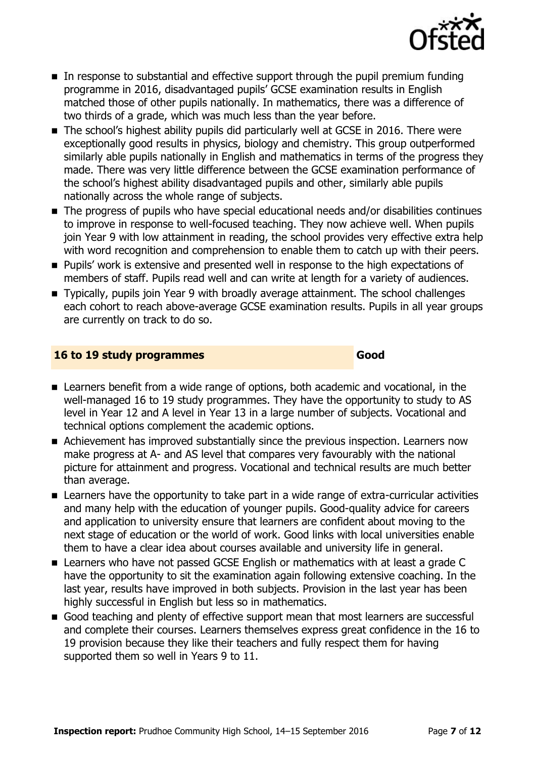- In response to substantial and effective support through the pupil premium funding programme in 2016, disadvantaged pupils' GCSE examination results in English matched those of other pupils nationally. In mathematics, there was a difference of two thirds of a grade, which was much less than the year before.
- The school's highest ability pupils did particularly well at GCSE in 2016. There were exceptionally good results in physics, biology and chemistry. This group outperformed similarly able pupils nationally in English and mathematics in terms of the progress they made. There was very little difference between the GCSE examination performance of the school's highest ability disadvantaged pupils and other, similarly able pupils nationally across the whole range of subjects.
- The progress of pupils who have special educational needs and/or disabilities continues to improve in response to well-focused teaching. They now achieve well. When pupils join Year 9 with low attainment in reading, the school provides very effective extra help with word recognition and comprehension to enable them to catch up with their peers.
- Pupils' work is extensive and presented well in response to the high expectations of members of staff. Pupils read well and can write at length for a variety of audiences.
- Typically, pupils join Year 9 with broadly average attainment. The school challenges each cohort to reach above-average GCSE examination results. Pupils in all year groups are currently on track to do so.

## 16 to 19 study programmes — Good

- Learners benefit from a wide range of options, both academic and vocational, in the well-managed 16 to 19 study programmes. They have the opportunity to study to AS level in Year 12 and A level in Year 13 in a large number of subjects. Vocational and technical options complement the academic options.
- Achievement has improved substantially since the previous inspection. Learners now make progress at A- and AS level that compares very favourably with the national picture for attainment and progress. Vocational and technical results are much better than average.
- Learners have the opportunity to take part in a wide range of extra-curricular activities and many help with the education of younger pupils. Good-quality advice for careers and application to university ensure that learners are confident about moving to the next stage of education or the world of work. Good links with local universities enable them to have a clear idea about courses available and university life in general.
- Learners who have not passed GCSE English or mathematics with at least a grade C have the opportunity to sit the examination again following extensive coaching. In the last year, results have improved in both subjects. Provision in the last year has been highly successful in English but less so in mathematics.
- Good teaching and plenty of effective support mean that most learners are successful and complete their courses. Learners themselves express great confidence in the 16 to 19 provision because they like their teachers and fully respect them for having supported them so well in Years 9 to 11.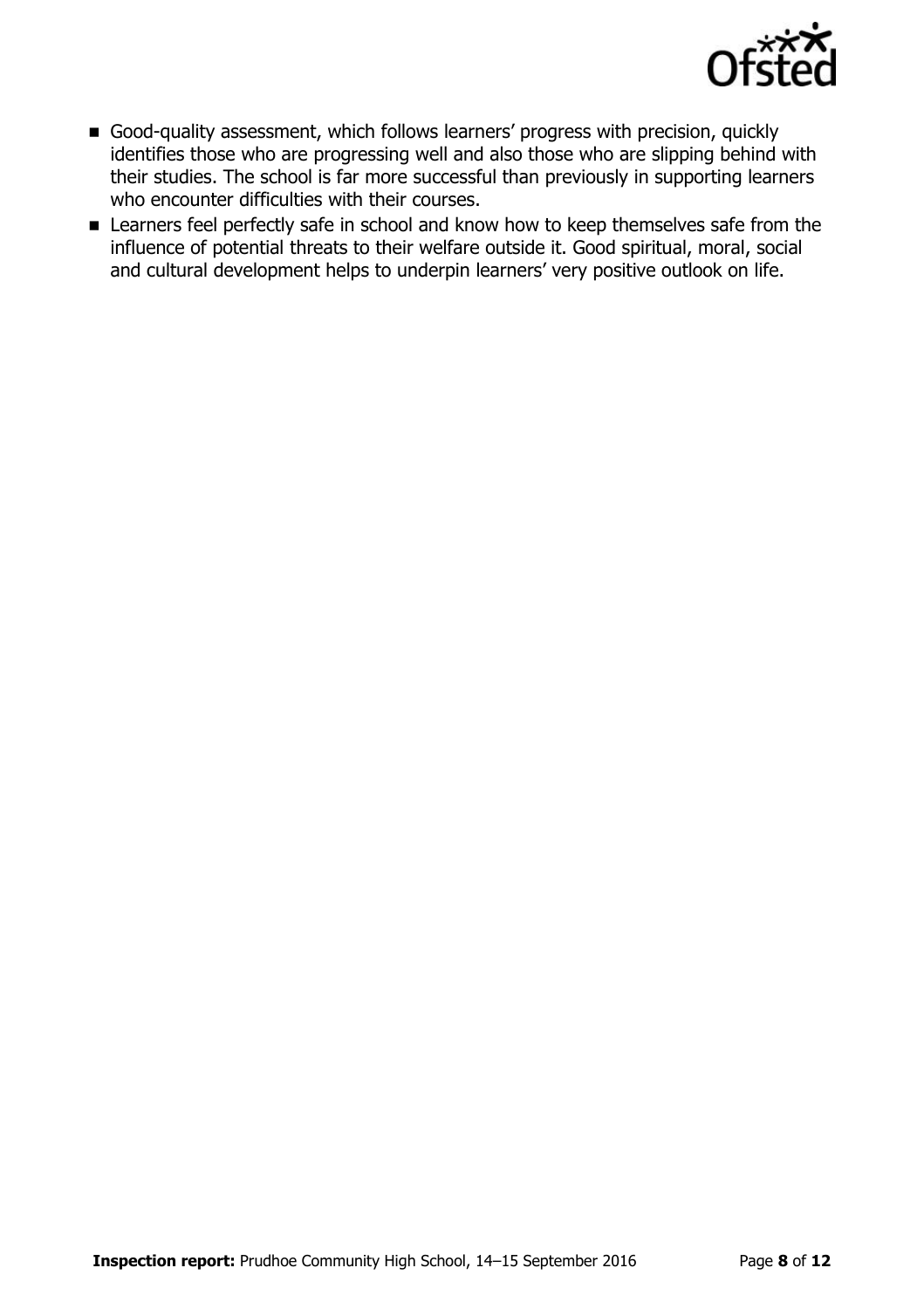- Good-quality assessment, which follows learners' progress with precision, quickly identifies those who are progressing well and also those who are slipping behind with their studies. The school is far more successful than previously in supporting learners who encounter difficulties with their courses.
- Learners feel perfectly safe in school and know how to keep themselves safe from the influence of potential threats to their welfare outside it. Good spiritual, moral, social and cultural development helps to underpin learners' very positive outlook on life.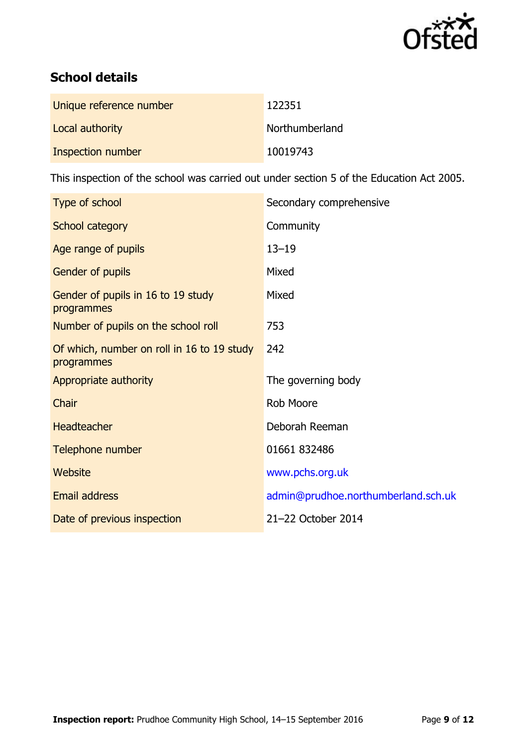## School details

| | |
|---|---|
| Unique reference number | 122351 |
| Local authority | Northumberland |
| Inspection number | 10019743 |

This inspection of the school was carried out under section 5 of the Education Act 2005.

| | |
|---|---|
| Type of school | Secondary comprehensive |
| School category | Community |
| Age range of pupils | 13–19 |
| Gender of pupils | Mixed |
| Gender of pupils in 16 to 19 study programmes | Mixed |
| Number of pupils on the school roll | 753 |
| Of which, number on roll in 16 to 19 study programmes | 242 |
| Appropriate authority | The governing body |
| Chair | Rob Moore |
| Headteacher | Deborah Reeman |
| Telephone number | 01661 832486 |
| Website | www.pchs.org.uk |
| Email address | admin@prudhoe.northumberland.sch.uk |
| Date of previous inspection | 21–22 October 2014 |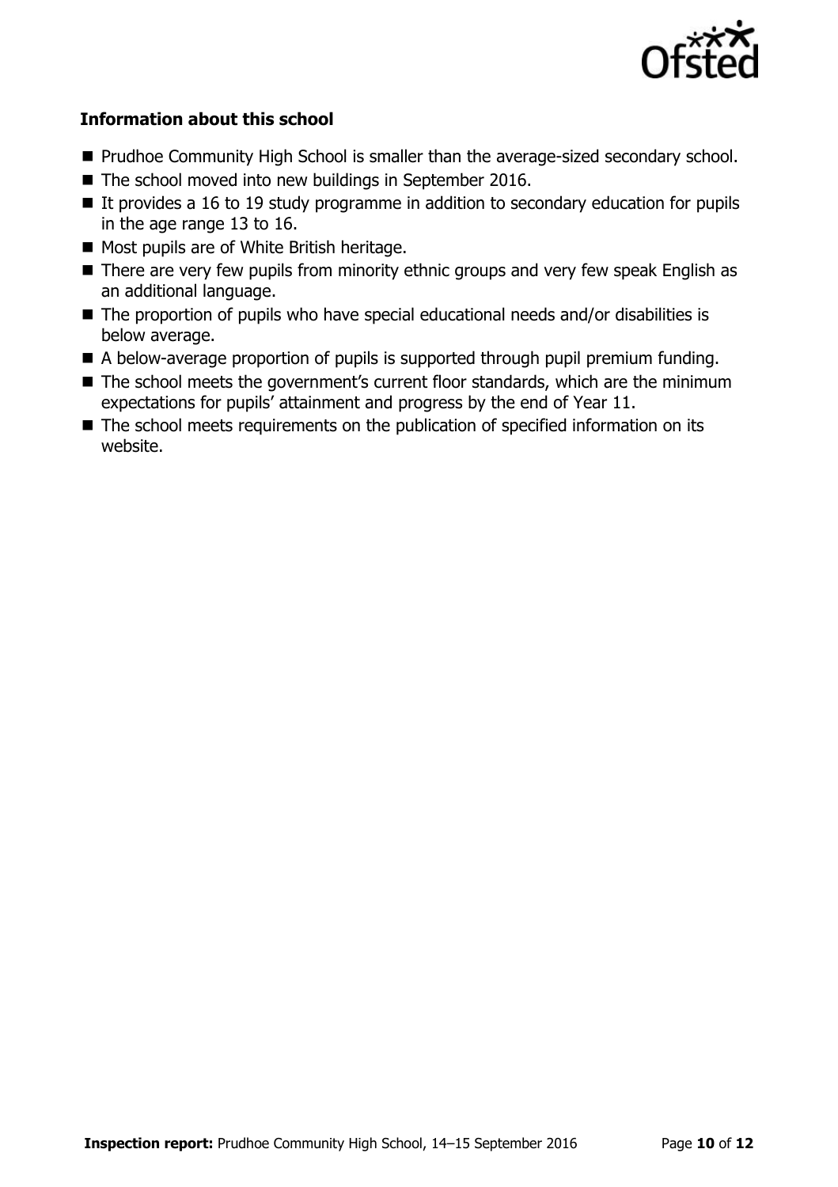### Information about this school

- Prudhoe Community High School is smaller than the average-sized secondary school.
- The school moved into new buildings in September 2016.
- It provides a 16 to 19 study programme in addition to secondary education for pupils in the age range 13 to 16.
- Most pupils are of White British heritage.
- There are very few pupils from minority ethnic groups and very few speak English as an additional language.
- The proportion of pupils who have special educational needs and/or disabilities is below average.
- A below-average proportion of pupils is supported through pupil premium funding.
- The school meets the government's current floor standards, which are the minimum expectations for pupils' attainment and progress by the end of Year 11.
- The school meets requirements on the publication of specified information on its website.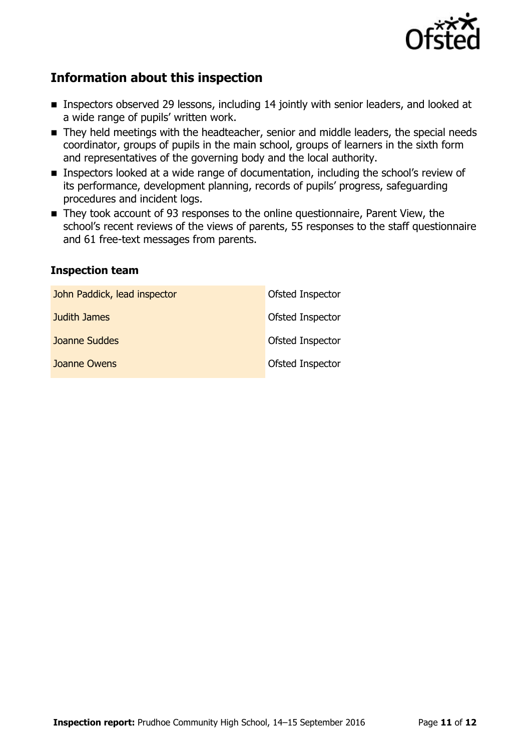## Information about this inspection

- Inspectors observed 29 lessons, including 14 jointly with senior leaders, and looked at a wide range of pupils' written work.
- They held meetings with the headteacher, senior and middle leaders, the special needs coordinator, groups of pupils in the main school, groups of learners in the sixth form and representatives of the governing body and the local authority.
- Inspectors looked at a wide range of documentation, including the school's review of its performance, development planning, records of pupils' progress, safeguarding procedures and incident logs.
- They took account of 93 responses to the online questionnaire, Parent View, the school's recent reviews of the views of parents, 55 responses to the staff questionnaire and 61 free-text messages from parents.

### Inspection team

| | |
|---|---|
| John Paddick, lead inspector | Ofsted Inspector |
| Judith James | Ofsted Inspector |
| Joanne Suddes | Ofsted Inspector |
| Joanne Owens | Ofsted Inspector |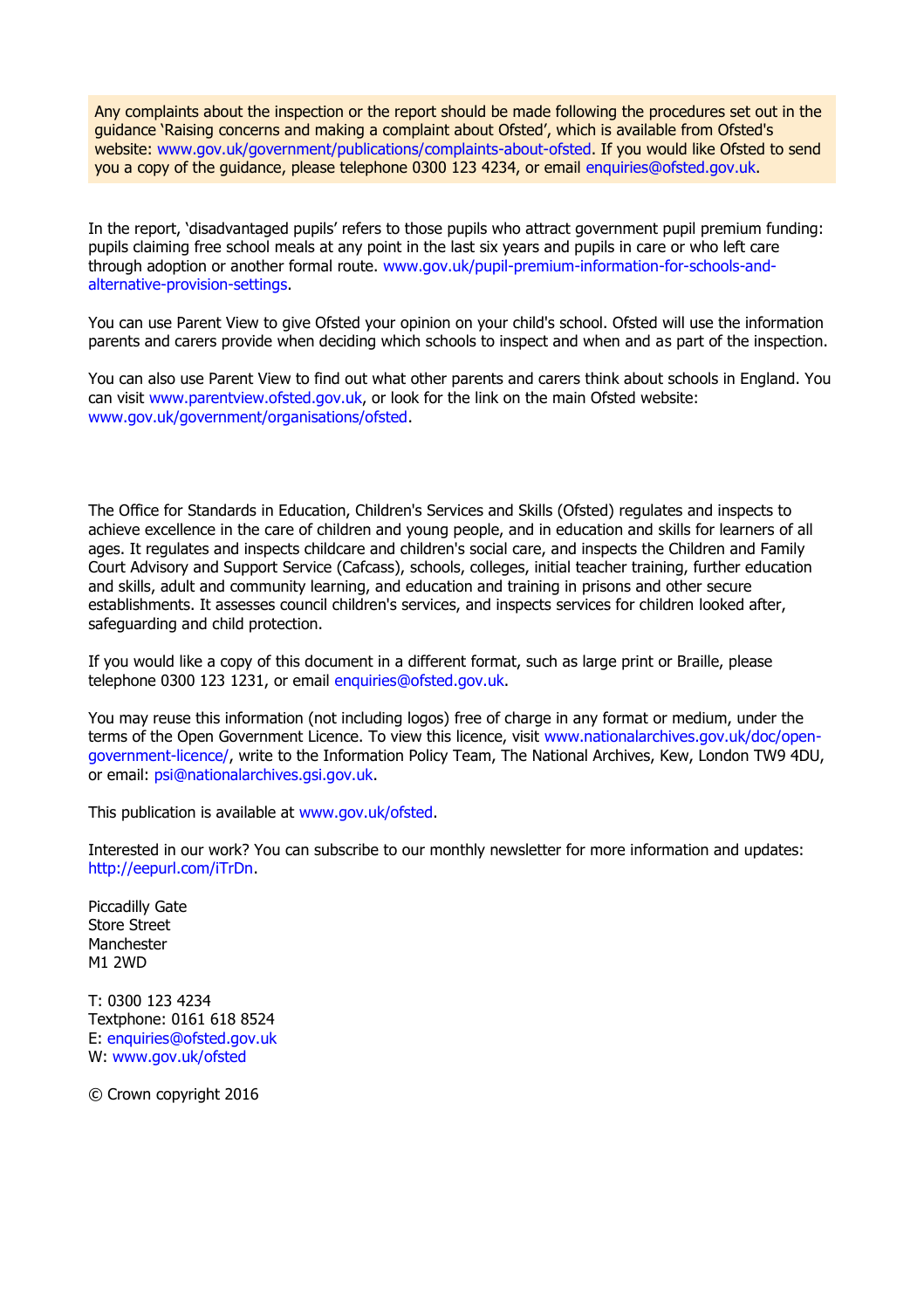Any complaints about the inspection or the report should be made following the procedures set out in the guidance 'Raising concerns and making a complaint about Ofsted', which is available from Ofsted's website: www.gov.uk/government/publications/complaints-about-ofsted. If you would like Ofsted to send you a copy of the guidance, please telephone 0300 123 4234, or email enquiries@ofsted.gov.uk.

In the report, 'disadvantaged pupils' refers to those pupils who attract government pupil premium funding: pupils claiming free school meals at any point in the last six years and pupils in care or who left care through adoption or another formal route. www.gov.uk/pupil-premium-information-for-schools-and-alternative-provision-settings.

You can use Parent View to give Ofsted your opinion on your child's school. Ofsted will use the information parents and carers provide when deciding which schools to inspect and when and as part of the inspection.

You can also use Parent View to find out what other parents and carers think about schools in England. You can visit www.parentview.ofsted.gov.uk, or look for the link on the main Ofsted website: www.gov.uk/government/organisations/ofsted.

The Office for Standards in Education, Children's Services and Skills (Ofsted) regulates and inspects to achieve excellence in the care of children and young people, and in education and skills for learners of all ages. It regulates and inspects childcare and children's social care, and inspects the Children and Family Court Advisory and Support Service (Cafcass), schools, colleges, initial teacher training, further education and skills, adult and community learning, and education and training in prisons and other secure establishments. It assesses council children's services, and inspects services for children looked after, safeguarding and child protection.

If you would like a copy of this document in a different format, such as large print or Braille, please telephone 0300 123 1231, or email enquiries@ofsted.gov.uk.

You may reuse this information (not including logos) free of charge in any format or medium, under the terms of the Open Government Licence. To view this licence, visit www.nationalarchives.gov.uk/doc/open-government-licence/, write to the Information Policy Team, The National Archives, Kew, London TW9 4DU, or email: psi@nationalarchives.gsi.gov.uk.

This publication is available at www.gov.uk/ofsted.

Interested in our work? You can subscribe to our monthly newsletter for more information and updates: http://eepurl.com/iTrDn.

Piccadilly Gate
Store Street
Manchester
M1 2WD

T: 0300 123 4234
Textphone: 0161 618 8524
E: enquiries@ofsted.gov.uk
W: www.gov.uk/ofsted

© Crown copyright 2016